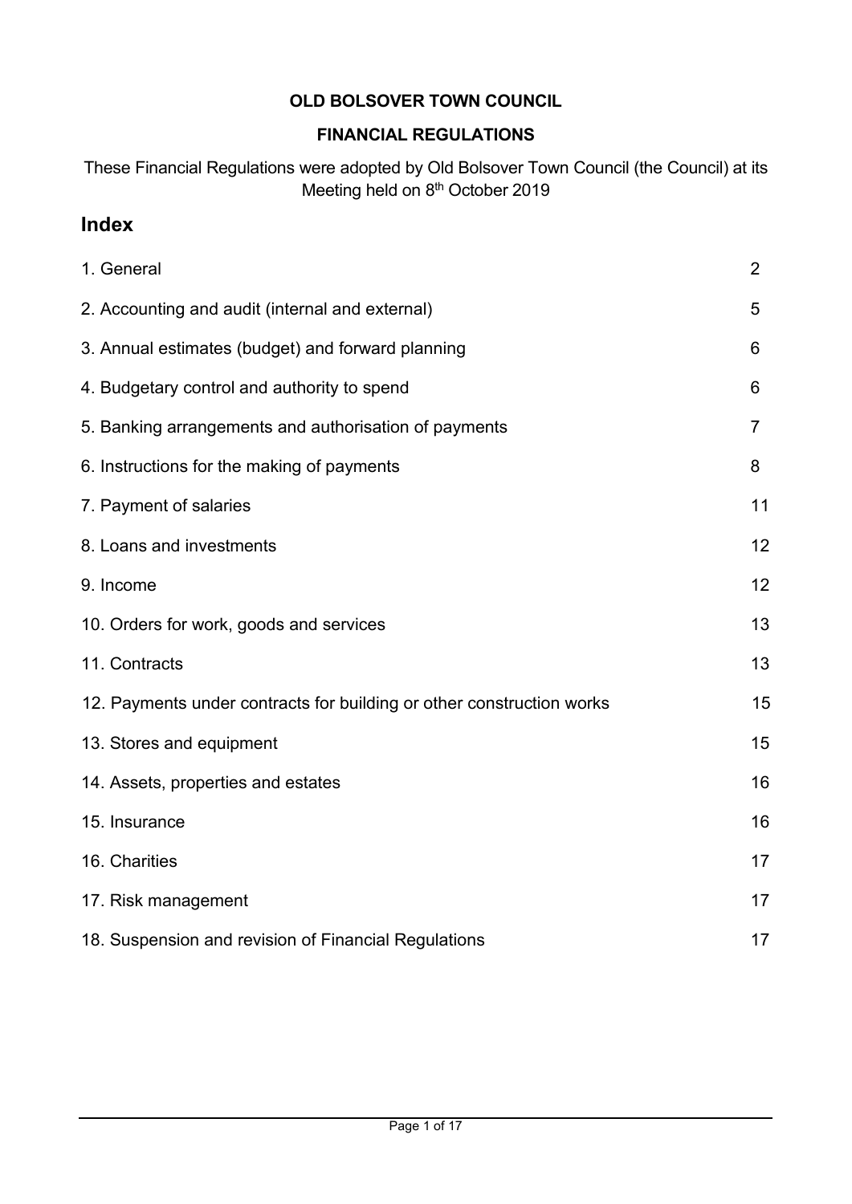**OLD BOLSOVER TOWN COUNCIL**

**FINANCIAL REGULATIONS**

These Financial Regulations were adopted by Old Bolsover Town Council (the Council) at its Meeting held on 8th October 2019

# Index

| | |
|---|---|
| 1. General | 2 |
| 2. Accounting and audit (internal and external) | 5 |
| 3. Annual estimates (budget) and forward planning | 6 |
| 4. Budgetary control and authority to spend | 6 |
| 5. Banking arrangements and authorisation of payments | 7 |
| 6. Instructions for the making of payments | 8 |
| 7. Payment of salaries | 11 |
| 8. Loans and investments | 12 |
| 9. Income | 12 |
| 10. Orders for work, goods and services | 13 |
| 11. Contracts | 13 |
| 12. Payments under contracts for building or other construction works | 15 |
| 13. Stores and equipment | 15 |
| 14. Assets, properties and estates | 16 |
| 15. Insurance | 16 |
| 16. Charities | 17 |
| 17. Risk management | 17 |
| 18. Suspension and revision of Financial Regulations | 17 |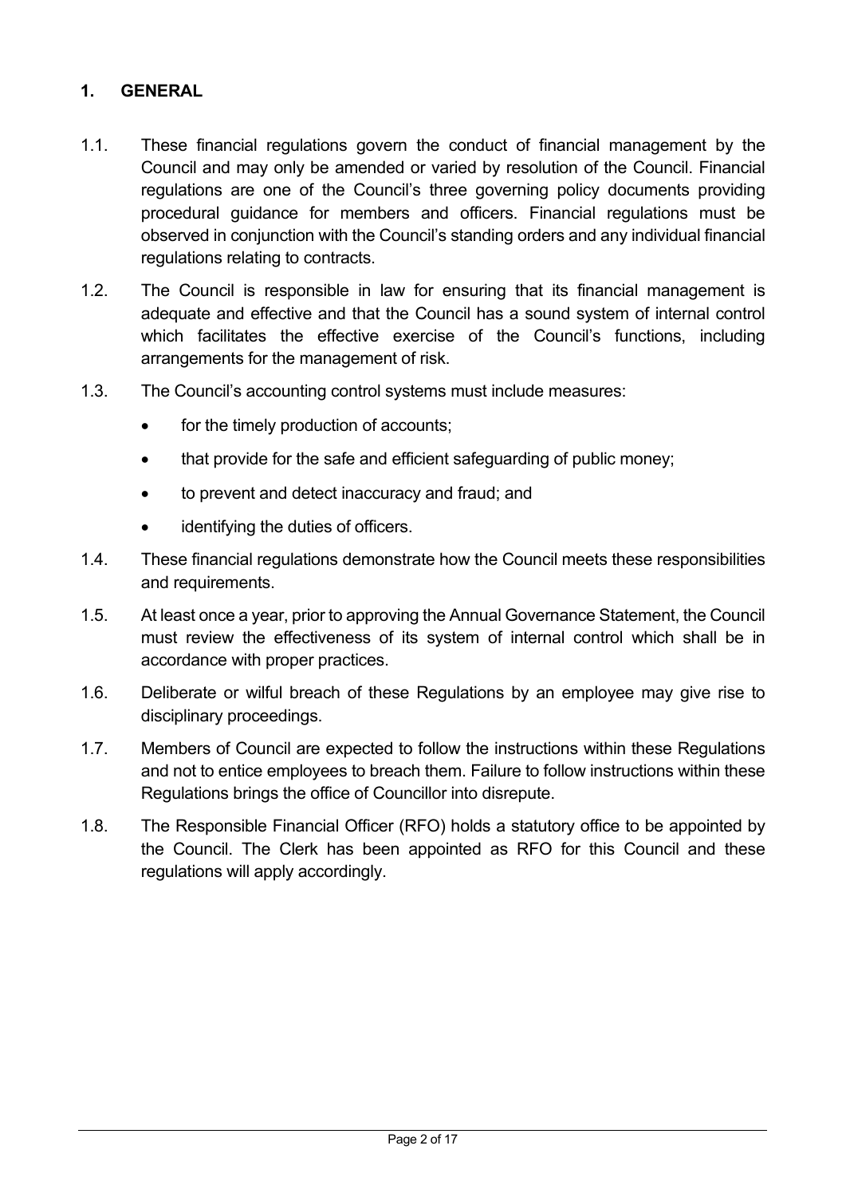## 1. GENERAL

1.1. These financial regulations govern the conduct of financial management by the Council and may only be amended or varied by resolution of the Council. Financial regulations are one of the Council's three governing policy documents providing procedural guidance for members and officers. Financial regulations must be observed in conjunction with the Council's standing orders and any individual financial regulations relating to contracts.

1.2. The Council is responsible in law for ensuring that its financial management is adequate and effective and that the Council has a sound system of internal control which facilitates the effective exercise of the Council's functions, including arrangements for the management of risk.

1.3. The Council's accounting control systems must include measures:

- for the timely production of accounts;
- that provide for the safe and efficient safeguarding of public money;
- to prevent and detect inaccuracy and fraud; and
- identifying the duties of officers.

1.4. These financial regulations demonstrate how the Council meets these responsibilities and requirements.

1.5. At least once a year, prior to approving the Annual Governance Statement, the Council must review the effectiveness of its system of internal control which shall be in accordance with proper practices.

1.6. Deliberate or wilful breach of these Regulations by an employee may give rise to disciplinary proceedings.

1.7. Members of Council are expected to follow the instructions within these Regulations and not to entice employees to breach them. Failure to follow instructions within these Regulations brings the office of Councillor into disrepute.

1.8. The Responsible Financial Officer (RFO) holds a statutory office to be appointed by the Council. The Clerk has been appointed as RFO for this Council and these regulations will apply accordingly.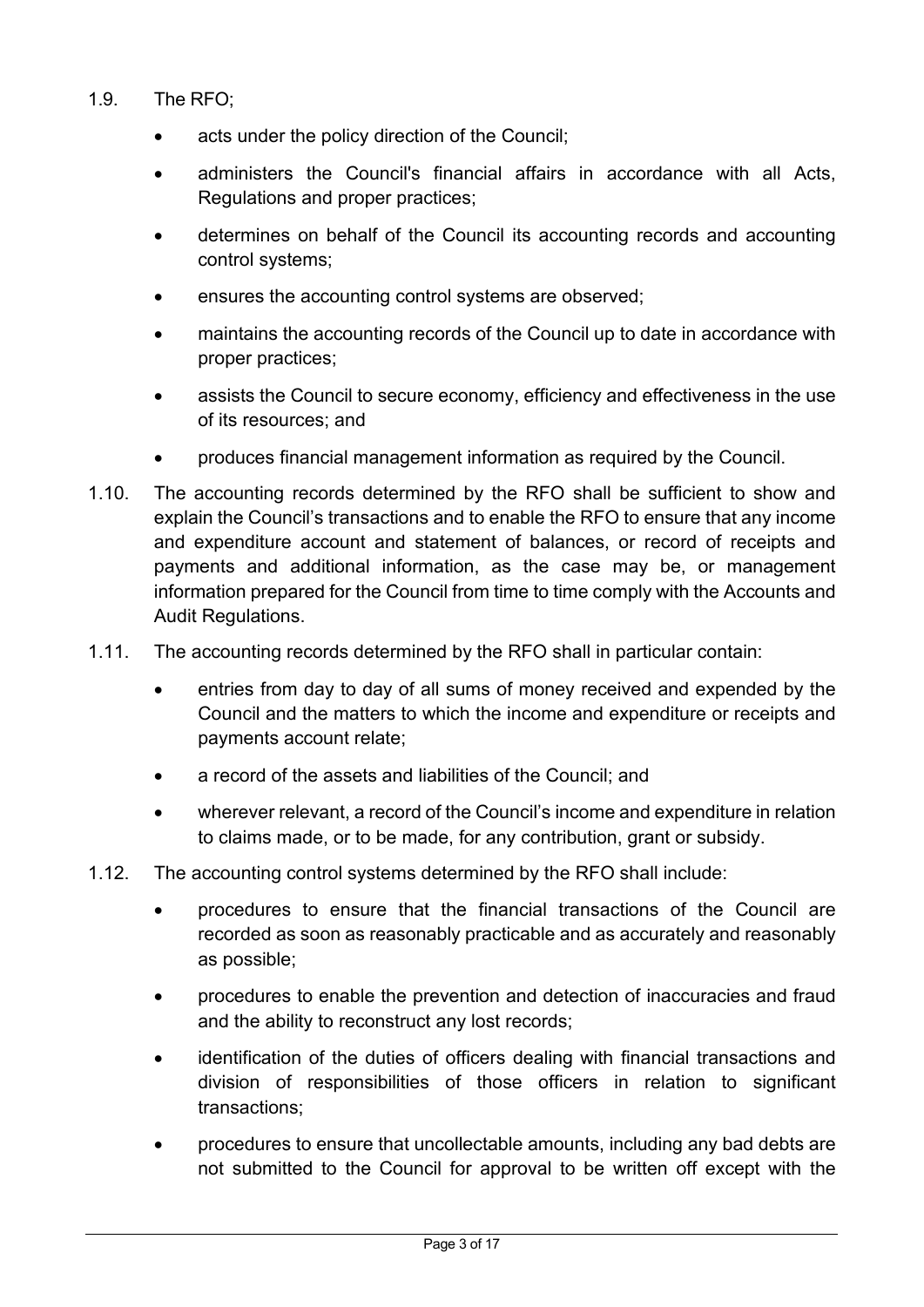1.9. The RFO;

- acts under the policy direction of the Council;
- administers the Council's financial affairs in accordance with all Acts, Regulations and proper practices;
- determines on behalf of the Council its accounting records and accounting control systems;
- ensures the accounting control systems are observed;
- maintains the accounting records of the Council up to date in accordance with proper practices;
- assists the Council to secure economy, efficiency and effectiveness in the use of its resources; and
- produces financial management information as required by the Council.

1.10. The accounting records determined by the RFO shall be sufficient to show and explain the Council's transactions and to enable the RFO to ensure that any income and expenditure account and statement of balances, or record of receipts and payments and additional information, as the case may be, or management information prepared for the Council from time to time comply with the Accounts and Audit Regulations.

1.11. The accounting records determined by the RFO shall in particular contain:

- entries from day to day of all sums of money received and expended by the Council and the matters to which the income and expenditure or receipts and payments account relate;
- a record of the assets and liabilities of the Council; and
- wherever relevant, a record of the Council's income and expenditure in relation to claims made, or to be made, for any contribution, grant or subsidy.

1.12. The accounting control systems determined by the RFO shall include:

- procedures to ensure that the financial transactions of the Council are recorded as soon as reasonably practicable and as accurately and reasonably as possible;
- procedures to enable the prevention and detection of inaccuracies and fraud and the ability to reconstruct any lost records;
- identification of the duties of officers dealing with financial transactions and division of responsibilities of those officers in relation to significant transactions;
- procedures to ensure that uncollectable amounts, including any bad debts are not submitted to the Council for approval to be written off except with the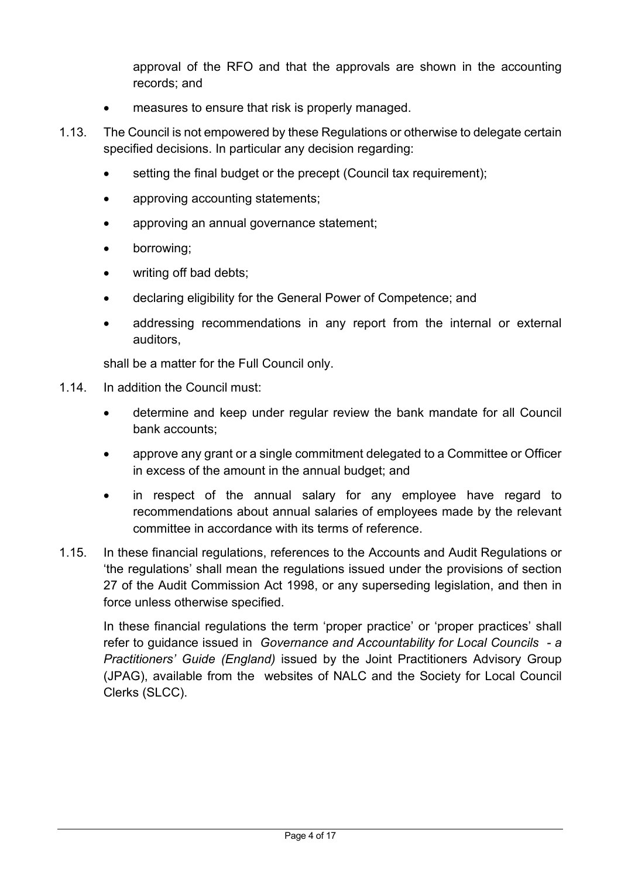approval of the RFO and that the approvals are shown in the accounting records; and

- measures to ensure that risk is properly managed.

1.13. The Council is not empowered by these Regulations or otherwise to delegate certain specified decisions. In particular any decision regarding:

- setting the final budget or the precept (Council tax requirement);
- approving accounting statements;
- approving an annual governance statement;
- borrowing;
- writing off bad debts;
- declaring eligibility for the General Power of Competence; and
- addressing recommendations in any report from the internal or external auditors,

shall be a matter for the Full Council only.

1.14. In addition the Council must:

- determine and keep under regular review the bank mandate for all Council bank accounts;
- approve any grant or a single commitment delegated to a Committee or Officer in excess of the amount in the annual budget; and
- in respect of the annual salary for any employee have regard to recommendations about annual salaries of employees made by the relevant committee in accordance with its terms of reference.

1.15. In these financial regulations, references to the Accounts and Audit Regulations or 'the regulations' shall mean the regulations issued under the provisions of section 27 of the Audit Commission Act 1998, or any superseding legislation, and then in force unless otherwise specified.

In these financial regulations the term 'proper practice' or 'proper practices' shall refer to guidance issued in *Governance and Accountability for Local Councils - a Practitioners' Guide (England)* issued by the Joint Practitioners Advisory Group (JPAG), available from the websites of NALC and the Society for Local Council Clerks (SLCC).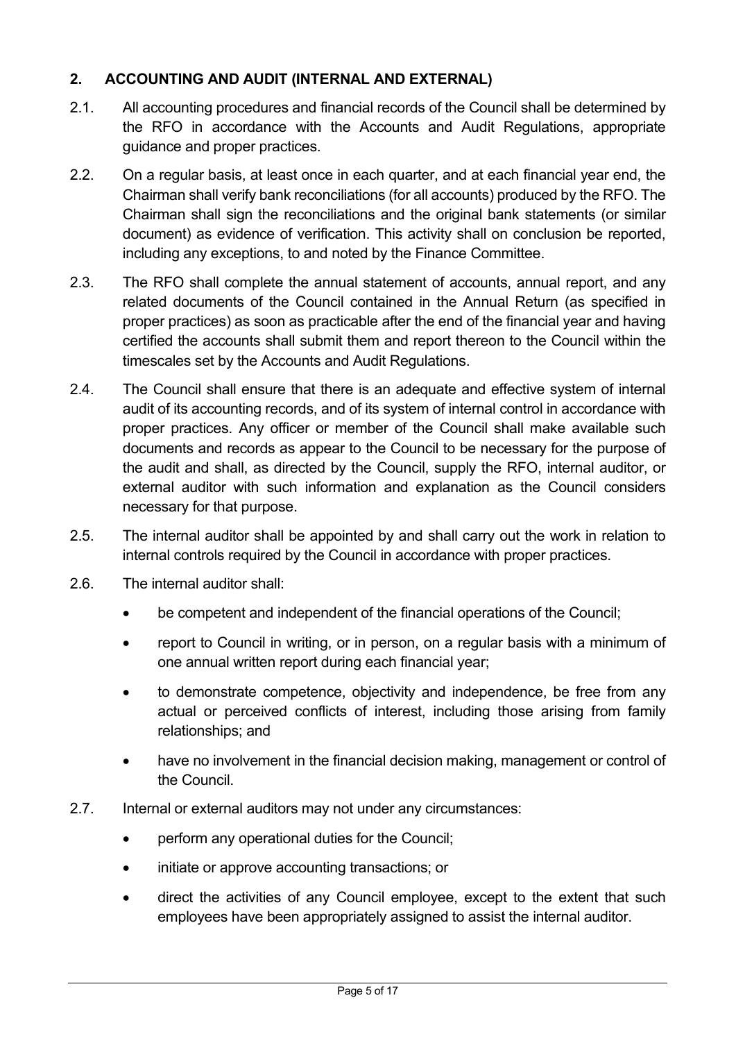## 2. ACCOUNTING AND AUDIT (INTERNAL AND EXTERNAL)

2.1. All accounting procedures and financial records of the Council shall be determined by the RFO in accordance with the Accounts and Audit Regulations, appropriate guidance and proper practices.

2.2. On a regular basis, at least once in each quarter, and at each financial year end, the Chairman shall verify bank reconciliations (for all accounts) produced by the RFO. The Chairman shall sign the reconciliations and the original bank statements (or similar document) as evidence of verification. This activity shall on conclusion be reported, including any exceptions, to and noted by the Finance Committee.

2.3. The RFO shall complete the annual statement of accounts, annual report, and any related documents of the Council contained in the Annual Return (as specified in proper practices) as soon as practicable after the end of the financial year and having certified the accounts shall submit them and report thereon to the Council within the timescales set by the Accounts and Audit Regulations.

2.4. The Council shall ensure that there is an adequate and effective system of internal audit of its accounting records, and of its system of internal control in accordance with proper practices. Any officer or member of the Council shall make available such documents and records as appear to the Council to be necessary for the purpose of the audit and shall, as directed by the Council, supply the RFO, internal auditor, or external auditor with such information and explanation as the Council considers necessary for that purpose.

2.5. The internal auditor shall be appointed by and shall carry out the work in relation to internal controls required by the Council in accordance with proper practices.

2.6. The internal auditor shall:

- be competent and independent of the financial operations of the Council;
- report to Council in writing, or in person, on a regular basis with a minimum of one annual written report during each financial year;
- to demonstrate competence, objectivity and independence, be free from any actual or perceived conflicts of interest, including those arising from family relationships; and
- have no involvement in the financial decision making, management or control of the Council.

2.7. Internal or external auditors may not under any circumstances:

- perform any operational duties for the Council;
- initiate or approve accounting transactions; or
- direct the activities of any Council employee, except to the extent that such employees have been appropriately assigned to assist the internal auditor.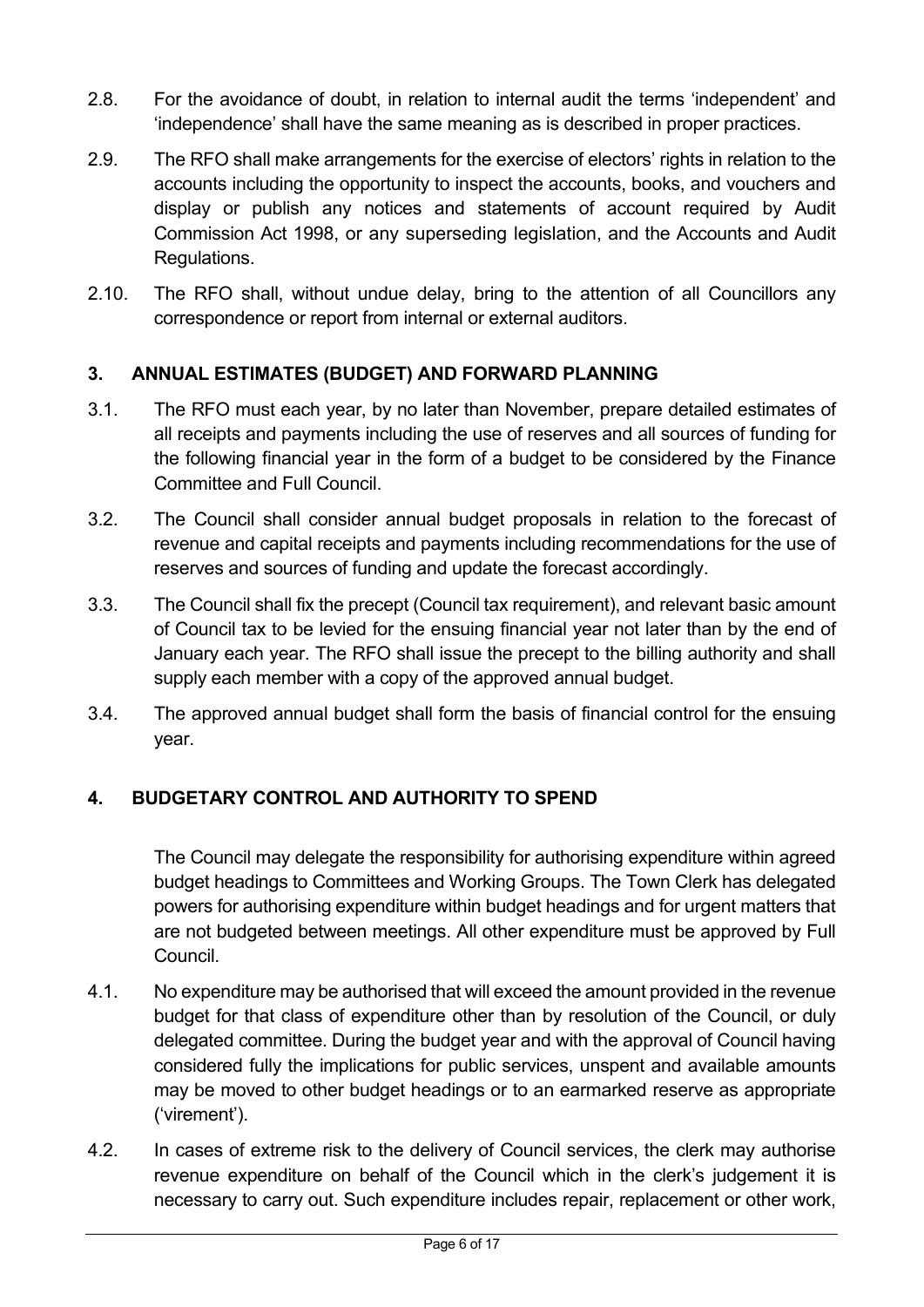2.8. For the avoidance of doubt, in relation to internal audit the terms 'independent' and 'independence' shall have the same meaning as is described in proper practices.

2.9. The RFO shall make arrangements for the exercise of electors' rights in relation to the accounts including the opportunity to inspect the accounts, books, and vouchers and display or publish any notices and statements of account required by Audit Commission Act 1998, or any superseding legislation, and the Accounts and Audit Regulations.

2.10. The RFO shall, without undue delay, bring to the attention of all Councillors any correspondence or report from internal or external auditors.

## 3. ANNUAL ESTIMATES (BUDGET) AND FORWARD PLANNING

3.1. The RFO must each year, by no later than November, prepare detailed estimates of all receipts and payments including the use of reserves and all sources of funding for the following financial year in the form of a budget to be considered by the Finance Committee and Full Council.

3.2. The Council shall consider annual budget proposals in relation to the forecast of revenue and capital receipts and payments including recommendations for the use of reserves and sources of funding and update the forecast accordingly.

3.3. The Council shall fix the precept (Council tax requirement), and relevant basic amount of Council tax to be levied for the ensuing financial year not later than by the end of January each year. The RFO shall issue the precept to the billing authority and shall supply each member with a copy of the approved annual budget.

3.4. The approved annual budget shall form the basis of financial control for the ensuing year.

## 4. BUDGETARY CONTROL AND AUTHORITY TO SPEND

The Council may delegate the responsibility for authorising expenditure within agreed budget headings to Committees and Working Groups. The Town Clerk has delegated powers for authorising expenditure within budget headings and for urgent matters that are not budgeted between meetings. All other expenditure must be approved by Full Council.

4.1. No expenditure may be authorised that will exceed the amount provided in the revenue budget for that class of expenditure other than by resolution of the Council, or duly delegated committee. During the budget year and with the approval of Council having considered fully the implications for public services, unspent and available amounts may be moved to other budget headings or to an earmarked reserve as appropriate ('virement').

4.2. In cases of extreme risk to the delivery of Council services, the clerk may authorise revenue expenditure on behalf of the Council which in the clerk's judgement it is necessary to carry out. Such expenditure includes repair, replacement or other work,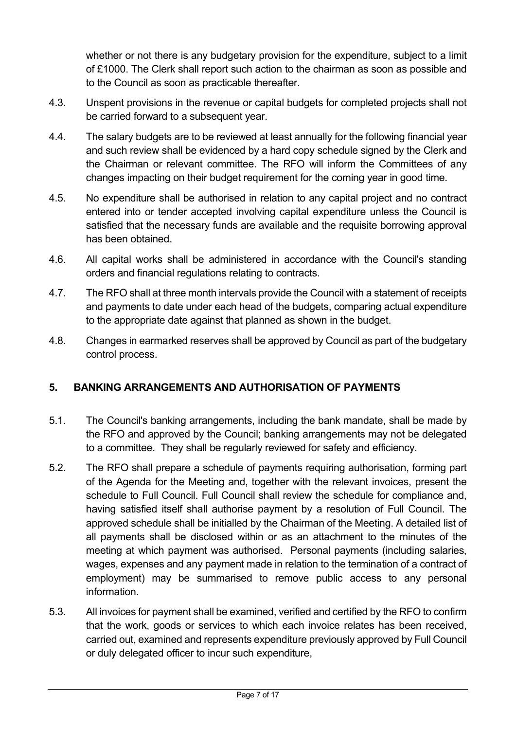whether or not there is any budgetary provision for the expenditure, subject to a limit of £1000. The Clerk shall report such action to the chairman as soon as possible and to the Council as soon as practicable thereafter.

4.3. Unspent provisions in the revenue or capital budgets for completed projects shall not be carried forward to a subsequent year.

4.4. The salary budgets are to be reviewed at least annually for the following financial year and such review shall be evidenced by a hard copy schedule signed by the Clerk and the Chairman or relevant committee. The RFO will inform the Committees of any changes impacting on their budget requirement for the coming year in good time.

4.5. No expenditure shall be authorised in relation to any capital project and no contract entered into or tender accepted involving capital expenditure unless the Council is satisfied that the necessary funds are available and the requisite borrowing approval has been obtained.

4.6. All capital works shall be administered in accordance with the Council's standing orders and financial regulations relating to contracts.

4.7. The RFO shall at three month intervals provide the Council with a statement of receipts and payments to date under each head of the budgets, comparing actual expenditure to the appropriate date against that planned as shown in the budget.

4.8. Changes in earmarked reserves shall be approved by Council as part of the budgetary control process.

## 5. BANKING ARRANGEMENTS AND AUTHORISATION OF PAYMENTS

5.1. The Council's banking arrangements, including the bank mandate, shall be made by the RFO and approved by the Council; banking arrangements may not be delegated to a committee. They shall be regularly reviewed for safety and efficiency.

5.2. The RFO shall prepare a schedule of payments requiring authorisation, forming part of the Agenda for the Meeting and, together with the relevant invoices, present the schedule to Full Council. Full Council shall review the schedule for compliance and, having satisfied itself shall authorise payment by a resolution of Full Council. The approved schedule shall be initialled by the Chairman of the Meeting. A detailed list of all payments shall be disclosed within or as an attachment to the minutes of the meeting at which payment was authorised. Personal payments (including salaries, wages, expenses and any payment made in relation to the termination of a contract of employment) may be summarised to remove public access to any personal information.

5.3. All invoices for payment shall be examined, verified and certified by the RFO to confirm that the work, goods or services to which each invoice relates has been received, carried out, examined and represents expenditure previously approved by Full Council or duly delegated officer to incur such expenditure,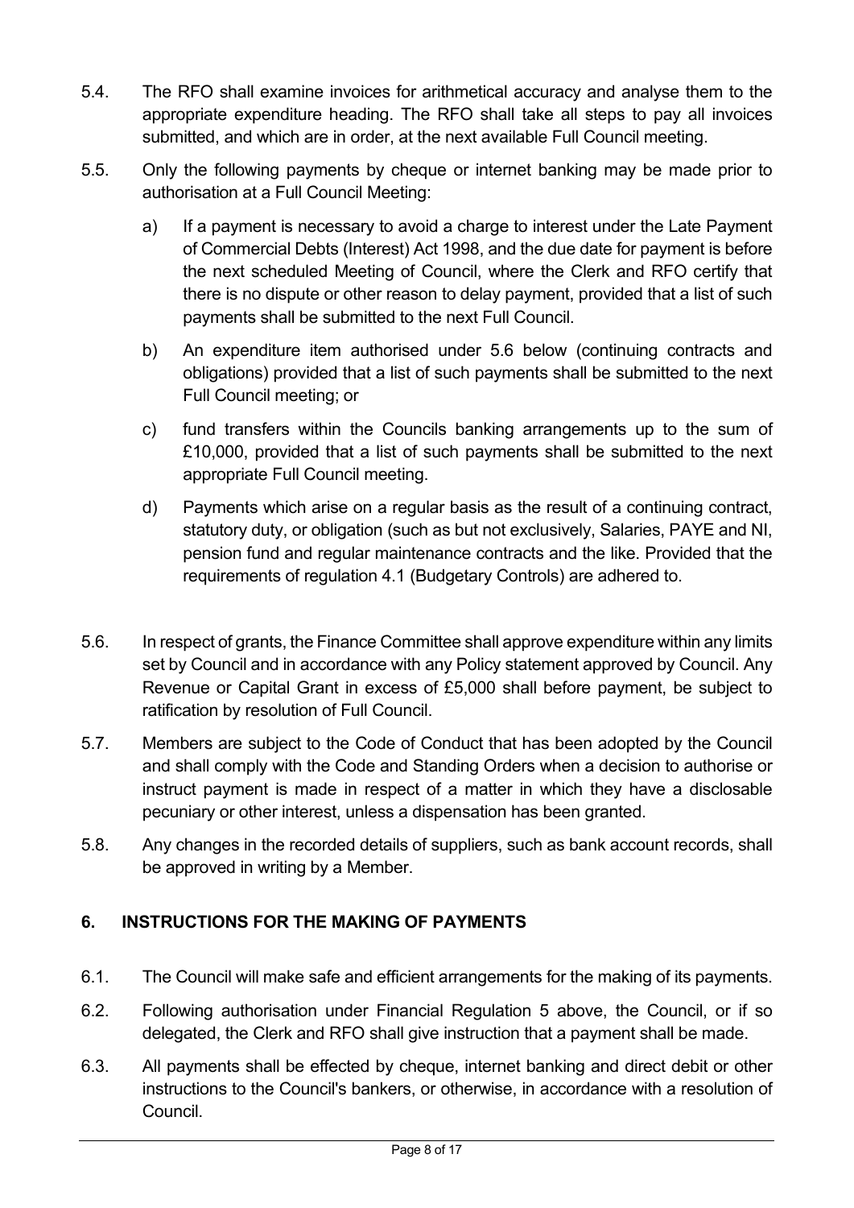5.4. The RFO shall examine invoices for arithmetical accuracy and analyse them to the appropriate expenditure heading. The RFO shall take all steps to pay all invoices submitted, and which are in order, at the next available Full Council meeting.

5.5. Only the following payments by cheque or internet banking may be made prior to authorisation at a Full Council Meeting:

a) If a payment is necessary to avoid a charge to interest under the Late Payment of Commercial Debts (Interest) Act 1998, and the due date for payment is before the next scheduled Meeting of Council, where the Clerk and RFO certify that there is no dispute or other reason to delay payment, provided that a list of such payments shall be submitted to the next Full Council.

b) An expenditure item authorised under 5.6 below (continuing contracts and obligations) provided that a list of such payments shall be submitted to the next Full Council meeting; or

c) fund transfers within the Councils banking arrangements up to the sum of £10,000, provided that a list of such payments shall be submitted to the next appropriate Full Council meeting.

d) Payments which arise on a regular basis as the result of a continuing contract, statutory duty, or obligation (such as but not exclusively, Salaries, PAYE and NI, pension fund and regular maintenance contracts and the like. Provided that the requirements of regulation 4.1 (Budgetary Controls) are adhered to.

5.6. In respect of grants, the Finance Committee shall approve expenditure within any limits set by Council and in accordance with any Policy statement approved by Council. Any Revenue or Capital Grant in excess of £5,000 shall before payment, be subject to ratification by resolution of Full Council.

5.7. Members are subject to the Code of Conduct that has been adopted by the Council and shall comply with the Code and Standing Orders when a decision to authorise or instruct payment is made in respect of a matter in which they have a disclosable pecuniary or other interest, unless a dispensation has been granted.

5.8. Any changes in the recorded details of suppliers, such as bank account records, shall be approved in writing by a Member.

## 6. INSTRUCTIONS FOR THE MAKING OF PAYMENTS

6.1. The Council will make safe and efficient arrangements for the making of its payments.

6.2. Following authorisation under Financial Regulation 5 above, the Council, or if so delegated, the Clerk and RFO shall give instruction that a payment shall be made.

6.3. All payments shall be effected by cheque, internet banking and direct debit or other instructions to the Council's bankers, or otherwise, in accordance with a resolution of Council.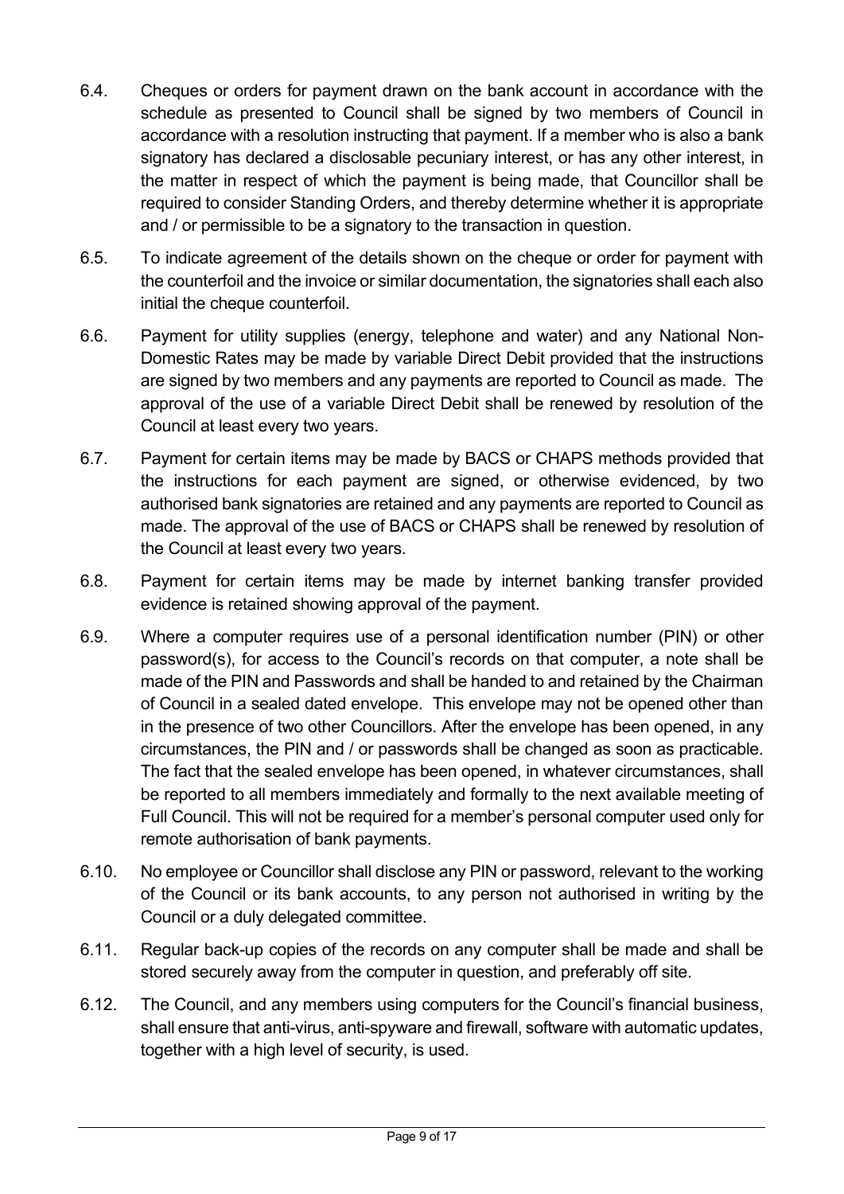6.4. Cheques or orders for payment drawn on the bank account in accordance with the schedule as presented to Council shall be signed by two members of Council in accordance with a resolution instructing that payment. If a member who is also a bank signatory has declared a disclosable pecuniary interest, or has any other interest, in the matter in respect of which the payment is being made, that Councillor shall be required to consider Standing Orders, and thereby determine whether it is appropriate and / or permissible to be a signatory to the transaction in question.

6.5. To indicate agreement of the details shown on the cheque or order for payment with the counterfoil and the invoice or similar documentation, the signatories shall each also initial the cheque counterfoil.

6.6. Payment for utility supplies (energy, telephone and water) and any National Non-Domestic Rates may be made by variable Direct Debit provided that the instructions are signed by two members and any payments are reported to Council as made. The approval of the use of a variable Direct Debit shall be renewed by resolution of the Council at least every two years.

6.7. Payment for certain items may be made by BACS or CHAPS methods provided that the instructions for each payment are signed, or otherwise evidenced, by two authorised bank signatories are retained and any payments are reported to Council as made. The approval of the use of BACS or CHAPS shall be renewed by resolution of the Council at least every two years.

6.8. Payment for certain items may be made by internet banking transfer provided evidence is retained showing approval of the payment.

6.9. Where a computer requires use of a personal identification number (PIN) or other password(s), for access to the Council's records on that computer, a note shall be made of the PIN and Passwords and shall be handed to and retained by the Chairman of Council in a sealed dated envelope. This envelope may not be opened other than in the presence of two other Councillors. After the envelope has been opened, in any circumstances, the PIN and / or passwords shall be changed as soon as practicable. The fact that the sealed envelope has been opened, in whatever circumstances, shall be reported to all members immediately and formally to the next available meeting of Full Council. This will not be required for a member's personal computer used only for remote authorisation of bank payments.

6.10. No employee or Councillor shall disclose any PIN or password, relevant to the working of the Council or its bank accounts, to any person not authorised in writing by the Council or a duly delegated committee.

6.11. Regular back-up copies of the records on any computer shall be made and shall be stored securely away from the computer in question, and preferably off site.

6.12. The Council, and any members using computers for the Council's financial business, shall ensure that anti-virus, anti-spyware and firewall, software with automatic updates, together with a high level of security, is used.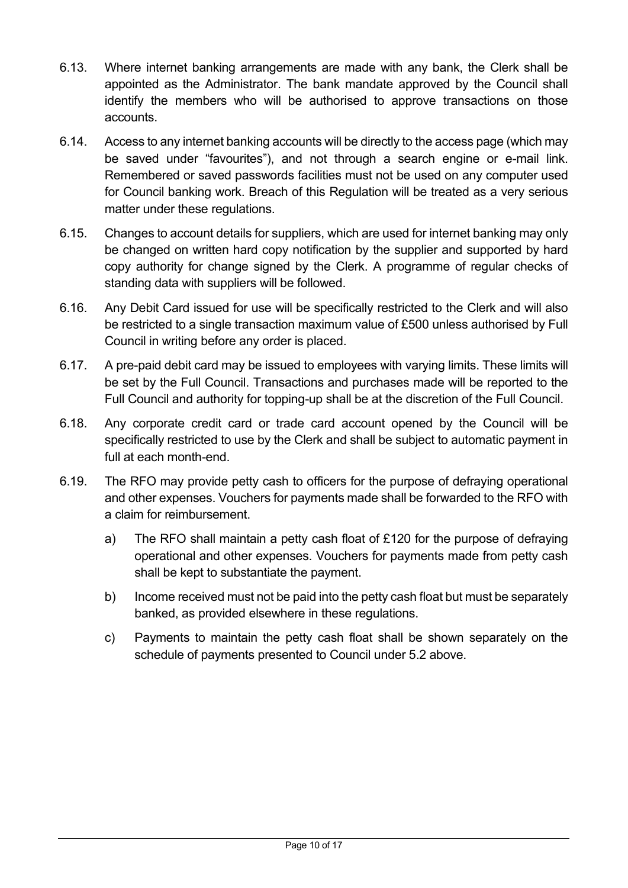6.13. Where internet banking arrangements are made with any bank, the Clerk shall be appointed as the Administrator. The bank mandate approved by the Council shall identify the members who will be authorised to approve transactions on those accounts.

6.14. Access to any internet banking accounts will be directly to the access page (which may be saved under "favourites"), and not through a search engine or e-mail link. Remembered or saved passwords facilities must not be used on any computer used for Council banking work. Breach of this Regulation will be treated as a very serious matter under these regulations.

6.15. Changes to account details for suppliers, which are used for internet banking may only be changed on written hard copy notification by the supplier and supported by hard copy authority for change signed by the Clerk. A programme of regular checks of standing data with suppliers will be followed.

6.16. Any Debit Card issued for use will be specifically restricted to the Clerk and will also be restricted to a single transaction maximum value of £500 unless authorised by Full Council in writing before any order is placed.

6.17. A pre-paid debit card may be issued to employees with varying limits. These limits will be set by the Full Council. Transactions and purchases made will be reported to the Full Council and authority for topping-up shall be at the discretion of the Full Council.

6.18. Any corporate credit card or trade card account opened by the Council will be specifically restricted to use by the Clerk and shall be subject to automatic payment in full at each month-end.

6.19. The RFO may provide petty cash to officers for the purpose of defraying operational and other expenses. Vouchers for payments made shall be forwarded to the RFO with a claim for reimbursement.

a) The RFO shall maintain a petty cash float of £120 for the purpose of defraying operational and other expenses. Vouchers for payments made from petty cash shall be kept to substantiate the payment.

b) Income received must not be paid into the petty cash float but must be separately banked, as provided elsewhere in these regulations.

c) Payments to maintain the petty cash float shall be shown separately on the schedule of payments presented to Council under 5.2 above.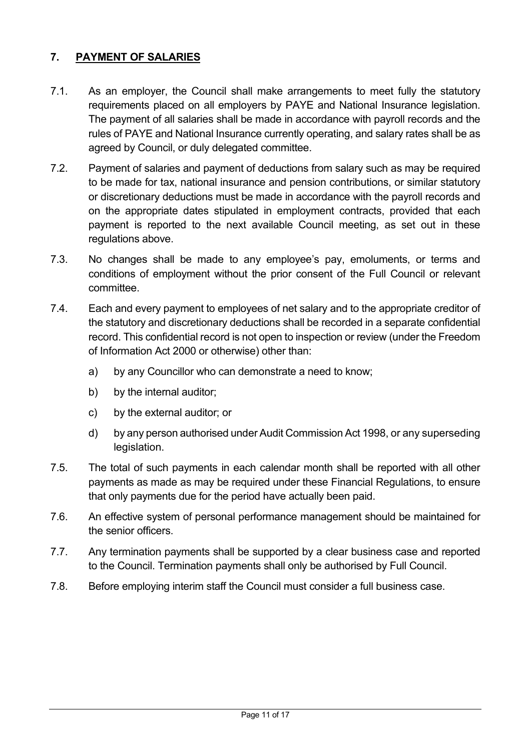## 7. PAYMENT OF SALARIES

7.1. As an employer, the Council shall make arrangements to meet fully the statutory requirements placed on all employers by PAYE and National Insurance legislation. The payment of all salaries shall be made in accordance with payroll records and the rules of PAYE and National Insurance currently operating, and salary rates shall be as agreed by Council, or duly delegated committee.

7.2. Payment of salaries and payment of deductions from salary such as may be required to be made for tax, national insurance and pension contributions, or similar statutory or discretionary deductions must be made in accordance with the payroll records and on the appropriate dates stipulated in employment contracts, provided that each payment is reported to the next available Council meeting, as set out in these regulations above.

7.3. No changes shall be made to any employee's pay, emoluments, or terms and conditions of employment without the prior consent of the Full Council or relevant committee.

7.4. Each and every payment to employees of net salary and to the appropriate creditor of the statutory and discretionary deductions shall be recorded in a separate confidential record. This confidential record is not open to inspection or review (under the Freedom of Information Act 2000 or otherwise) other than:

   a) by any Councillor who can demonstrate a need to know;

   b) by the internal auditor;

   c) by the external auditor; or

   d) by any person authorised under Audit Commission Act 1998, or any superseding legislation.

7.5. The total of such payments in each calendar month shall be reported with all other payments as made as may be required under these Financial Regulations, to ensure that only payments due for the period have actually been paid.

7.6. An effective system of personal performance management should be maintained for the senior officers.

7.7. Any termination payments shall be supported by a clear business case and reported to the Council. Termination payments shall only be authorised by Full Council.

7.8. Before employing interim staff the Council must consider a full business case.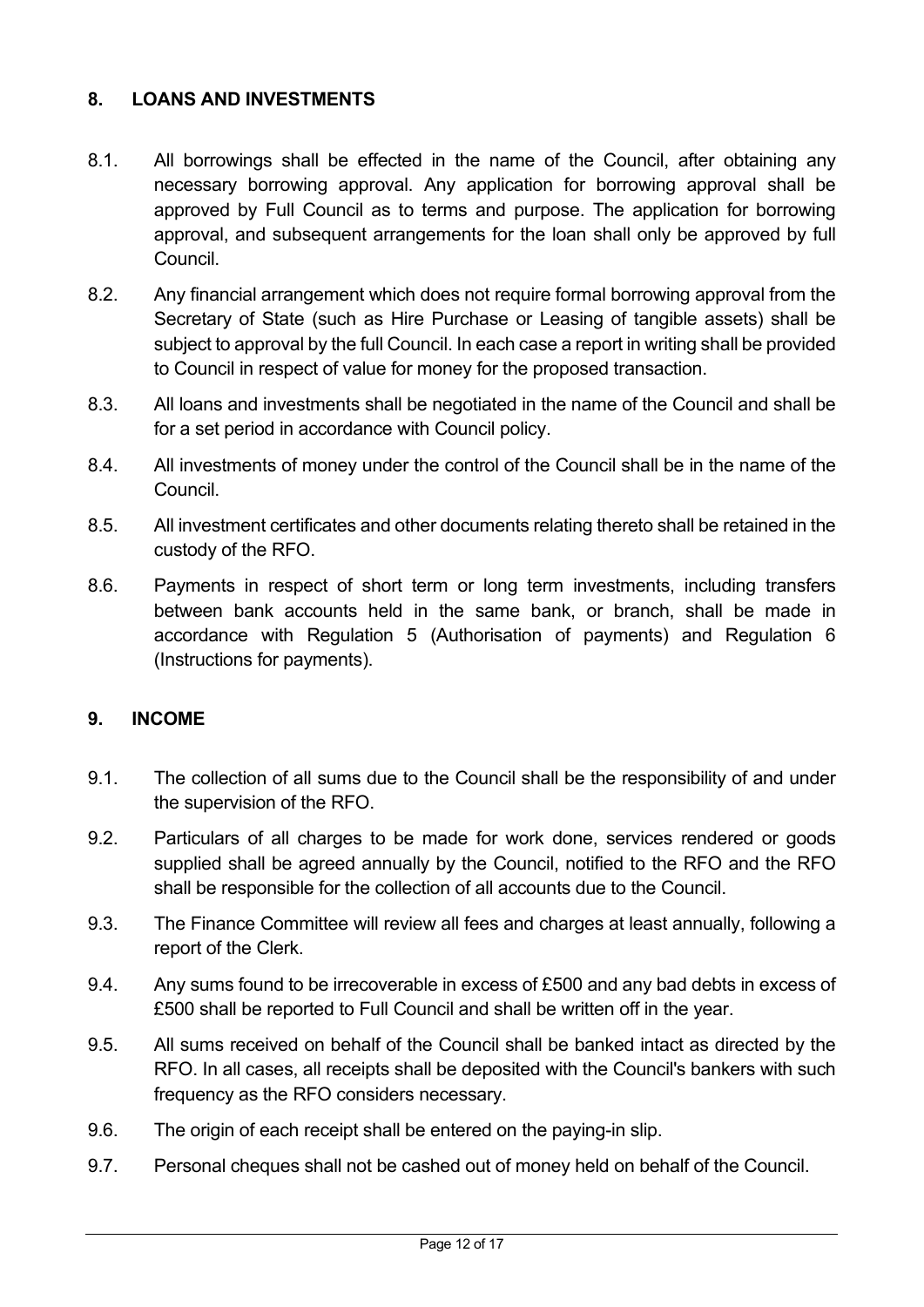## 8. LOANS AND INVESTMENTS

8.1. All borrowings shall be effected in the name of the Council, after obtaining any necessary borrowing approval. Any application for borrowing approval shall be approved by Full Council as to terms and purpose. The application for borrowing approval, and subsequent arrangements for the loan shall only be approved by full Council.

8.2. Any financial arrangement which does not require formal borrowing approval from the Secretary of State (such as Hire Purchase or Leasing of tangible assets) shall be subject to approval by the full Council. In each case a report in writing shall be provided to Council in respect of value for money for the proposed transaction.

8.3. All loans and investments shall be negotiated in the name of the Council and shall be for a set period in accordance with Council policy.

8.4. All investments of money under the control of the Council shall be in the name of the Council.

8.5. All investment certificates and other documents relating thereto shall be retained in the custody of the RFO.

8.6. Payments in respect of short term or long term investments, including transfers between bank accounts held in the same bank, or branch, shall be made in accordance with Regulation 5 (Authorisation of payments) and Regulation 6 (Instructions for payments).

## 9. INCOME

9.1. The collection of all sums due to the Council shall be the responsibility of and under the supervision of the RFO.

9.2. Particulars of all charges to be made for work done, services rendered or goods supplied shall be agreed annually by the Council, notified to the RFO and the RFO shall be responsible for the collection of all accounts due to the Council.

9.3. The Finance Committee will review all fees and charges at least annually, following a report of the Clerk.

9.4. Any sums found to be irrecoverable in excess of £500 and any bad debts in excess of £500 shall be reported to Full Council and shall be written off in the year.

9.5. All sums received on behalf of the Council shall be banked intact as directed by the RFO. In all cases, all receipts shall be deposited with the Council's bankers with such frequency as the RFO considers necessary.

9.6. The origin of each receipt shall be entered on the paying-in slip.

9.7. Personal cheques shall not be cashed out of money held on behalf of the Council.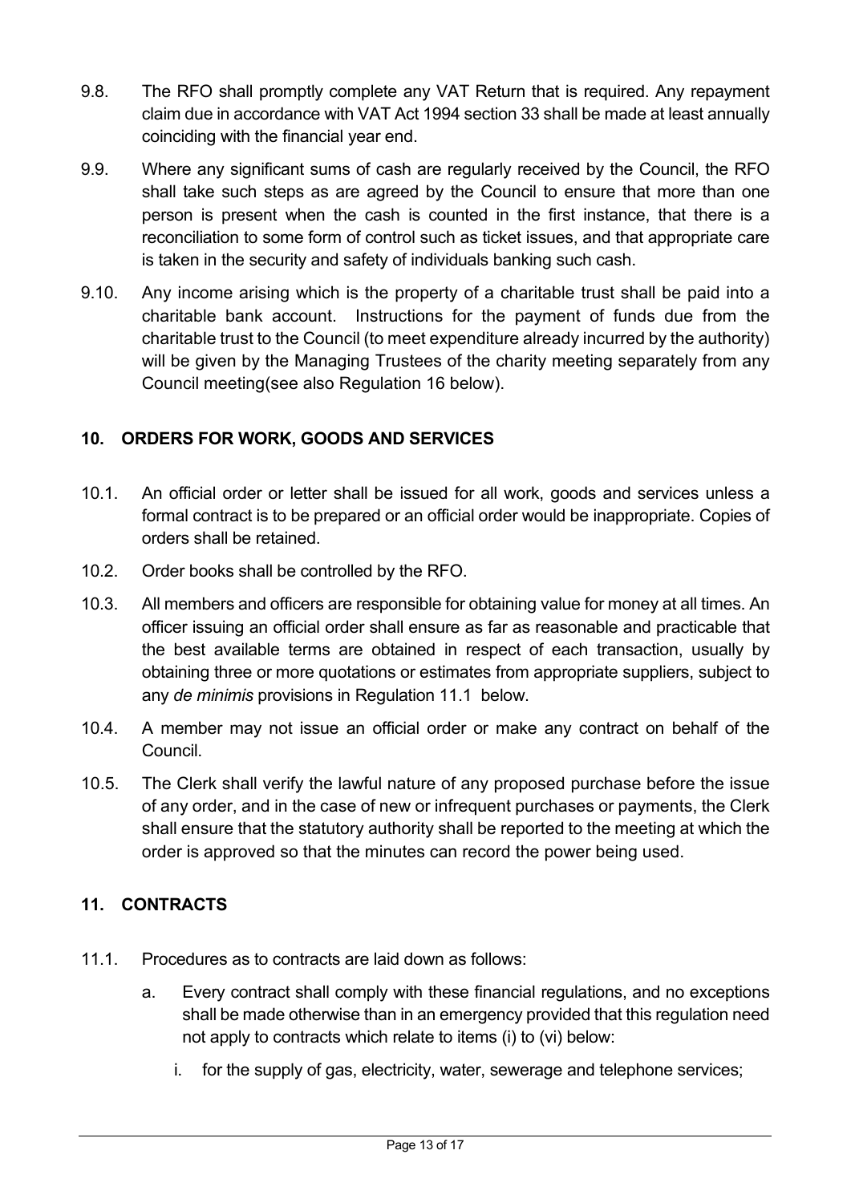9.8. The RFO shall promptly complete any VAT Return that is required. Any repayment claim due in accordance with VAT Act 1994 section 33 shall be made at least annually coinciding with the financial year end.

9.9. Where any significant sums of cash are regularly received by the Council, the RFO shall take such steps as are agreed by the Council to ensure that more than one person is present when the cash is counted in the first instance, that there is a reconciliation to some form of control such as ticket issues, and that appropriate care is taken in the security and safety of individuals banking such cash.

9.10. Any income arising which is the property of a charitable trust shall be paid into a charitable bank account. Instructions for the payment of funds due from the charitable trust to the Council (to meet expenditure already incurred by the authority) will be given by the Managing Trustees of the charity meeting separately from any Council meeting(see also Regulation 16 below).

## 10. ORDERS FOR WORK, GOODS AND SERVICES

10.1. An official order or letter shall be issued for all work, goods and services unless a formal contract is to be prepared or an official order would be inappropriate. Copies of orders shall be retained.

10.2. Order books shall be controlled by the RFO.

10.3. All members and officers are responsible for obtaining value for money at all times. An officer issuing an official order shall ensure as far as reasonable and practicable that the best available terms are obtained in respect of each transaction, usually by obtaining three or more quotations or estimates from appropriate suppliers, subject to any *de minimis* provisions in Regulation 11.1 below.

10.4. A member may not issue an official order or make any contract on behalf of the Council.

10.5. The Clerk shall verify the lawful nature of any proposed purchase before the issue of any order, and in the case of new or infrequent purchases or payments, the Clerk shall ensure that the statutory authority shall be reported to the meeting at which the order is approved so that the minutes can record the power being used.

## 11. CONTRACTS

11.1. Procedures as to contracts are laid down as follows:

   a. Every contract shall comply with these financial regulations, and no exceptions shall be made otherwise than in an emergency provided that this regulation need not apply to contracts which relate to items (i) to (vi) below:

      i. for the supply of gas, electricity, water, sewerage and telephone services;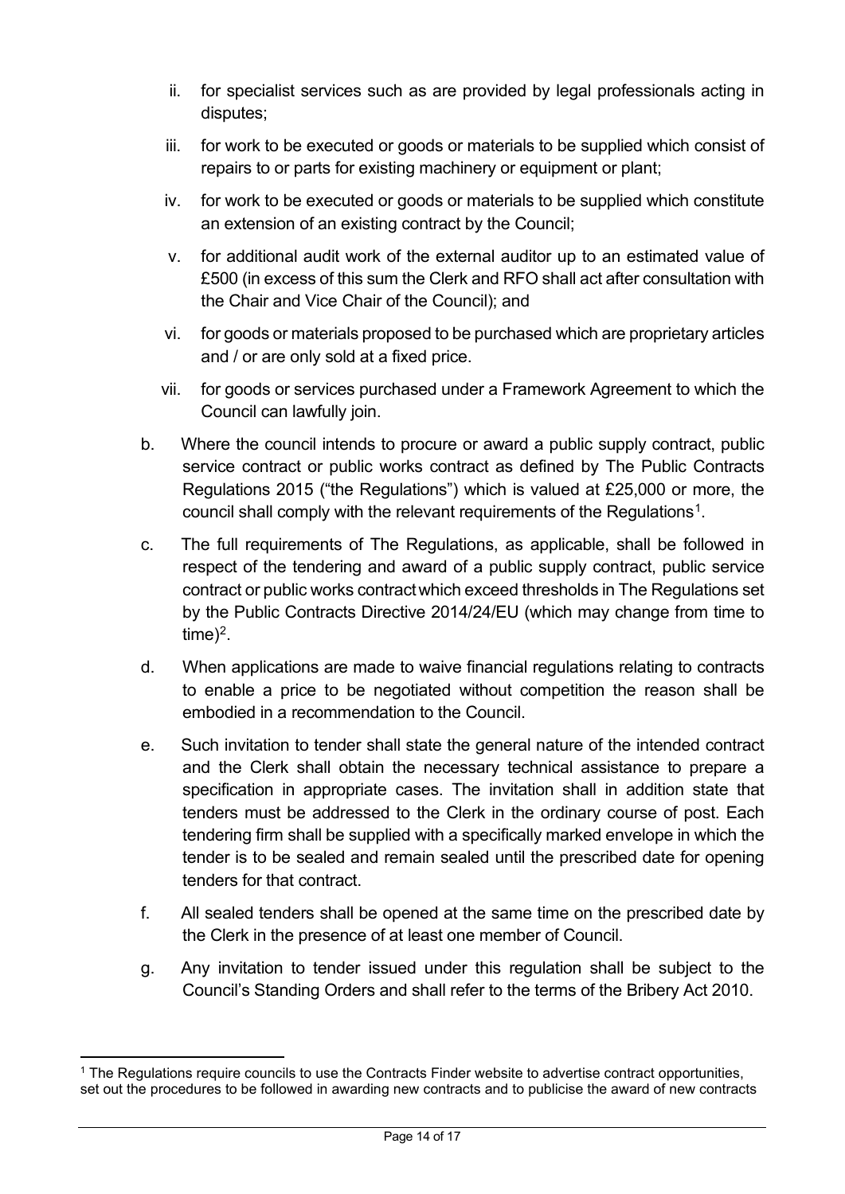ii. for specialist services such as are provided by legal professionals acting in disputes;

iii. for work to be executed or goods or materials to be supplied which consist of repairs to or parts for existing machinery or equipment or plant;

iv. for work to be executed or goods or materials to be supplied which constitute an extension of an existing contract by the Council;

v. for additional audit work of the external auditor up to an estimated value of £500 (in excess of this sum the Clerk and RFO shall act after consultation with the Chair and Vice Chair of the Council); and

vi. for goods or materials proposed to be purchased which are proprietary articles and / or are only sold at a fixed price.

vii. for goods or services purchased under a Framework Agreement to which the Council can lawfully join.

b. Where the council intends to procure or award a public supply contract, public service contract or public works contract as defined by The Public Contracts Regulations 2015 ("the Regulations") which is valued at £25,000 or more, the council shall comply with the relevant requirements of the Regulations[1].

c. The full requirements of The Regulations, as applicable, shall be followed in respect of the tendering and award of a public supply contract, public service contract or public works contract which exceed thresholds in The Regulations set by the Public Contracts Directive 2014/24/EU (which may change from time to time)[2].

d. When applications are made to waive financial regulations relating to contracts to enable a price to be negotiated without competition the reason shall be embodied in a recommendation to the Council.

e. Such invitation to tender shall state the general nature of the intended contract and the Clerk shall obtain the necessary technical assistance to prepare a specification in appropriate cases. The invitation shall in addition state that tenders must be addressed to the Clerk in the ordinary course of post. Each tendering firm shall be supplied with a specifically marked envelope in which the tender is to be sealed and remain sealed until the prescribed date for opening tenders for that contract.

f. All sealed tenders shall be opened at the same time on the prescribed date by the Clerk in the presence of at least one member of Council.

g. Any invitation to tender issued under this regulation shall be subject to the Council's Standing Orders and shall refer to the terms of the Bribery Act 2010.

---

[1] The Regulations require councils to use the Contracts Finder website to advertise contract opportunities, set out the procedures to be followed in awarding new contracts and to publicise the award of new contracts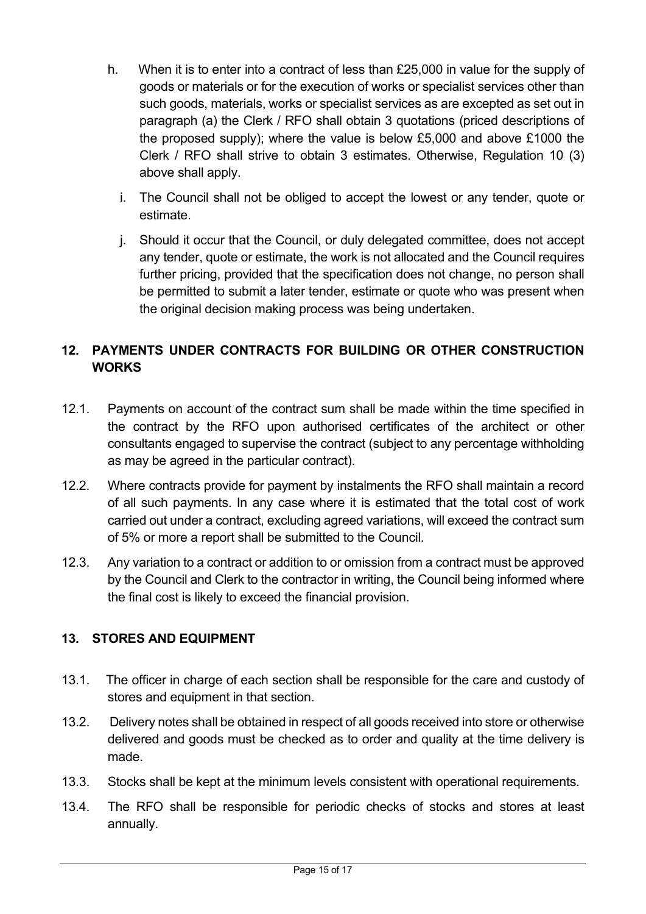h. When it is to enter into a contract of less than £25,000 in value for the supply of goods or materials or for the execution of works or specialist services other than such goods, materials, works or specialist services as are excepted as set out in paragraph (a) the Clerk / RFO shall obtain 3 quotations (priced descriptions of the proposed supply); where the value is below £5,000 and above £1000 the Clerk / RFO shall strive to obtain 3 estimates. Otherwise, Regulation 10 (3) above shall apply.

i. The Council shall not be obliged to accept the lowest or any tender, quote or estimate.

j. Should it occur that the Council, or duly delegated committee, does not accept any tender, quote or estimate, the work is not allocated and the Council requires further pricing, provided that the specification does not change, no person shall be permitted to submit a later tender, estimate or quote who was present when the original decision making process was being undertaken.

## 12. PAYMENTS UNDER CONTRACTS FOR BUILDING OR OTHER CONSTRUCTION WORKS

12.1. Payments on account of the contract sum shall be made within the time specified in the contract by the RFO upon authorised certificates of the architect or other consultants engaged to supervise the contract (subject to any percentage withholding as may be agreed in the particular contract).

12.2. Where contracts provide for payment by instalments the RFO shall maintain a record of all such payments. In any case where it is estimated that the total cost of work carried out under a contract, excluding agreed variations, will exceed the contract sum of 5% or more a report shall be submitted to the Council.

12.3. Any variation to a contract or addition to or omission from a contract must be approved by the Council and Clerk to the contractor in writing, the Council being informed where the final cost is likely to exceed the financial provision.

## 13. STORES AND EQUIPMENT

13.1. The officer in charge of each section shall be responsible for the care and custody of stores and equipment in that section.

13.2. Delivery notes shall be obtained in respect of all goods received into store or otherwise delivered and goods must be checked as to order and quality at the time delivery is made.

13.3. Stocks shall be kept at the minimum levels consistent with operational requirements.

13.4. The RFO shall be responsible for periodic checks of stocks and stores at least annually.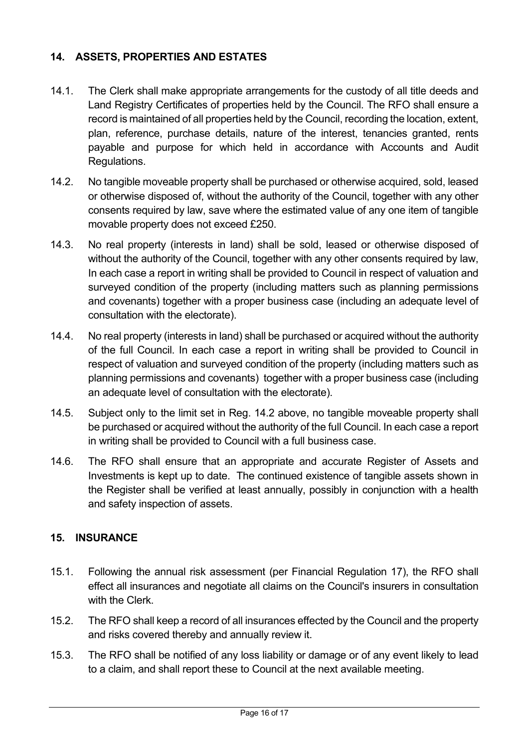## 14. ASSETS, PROPERTIES AND ESTATES

14.1. The Clerk shall make appropriate arrangements for the custody of all title deeds and Land Registry Certificates of properties held by the Council. The RFO shall ensure a record is maintained of all properties held by the Council, recording the location, extent, plan, reference, purchase details, nature of the interest, tenancies granted, rents payable and purpose for which held in accordance with Accounts and Audit Regulations.

14.2. No tangible moveable property shall be purchased or otherwise acquired, sold, leased or otherwise disposed of, without the authority of the Council, together with any other consents required by law, save where the estimated value of any one item of tangible movable property does not exceed £250.

14.3. No real property (interests in land) shall be sold, leased or otherwise disposed of without the authority of the Council, together with any other consents required by law, In each case a report in writing shall be provided to Council in respect of valuation and surveyed condition of the property (including matters such as planning permissions and covenants) together with a proper business case (including an adequate level of consultation with the electorate).

14.4. No real property (interests in land) shall be purchased or acquired without the authority of the full Council. In each case a report in writing shall be provided to Council in respect of valuation and surveyed condition of the property (including matters such as planning permissions and covenants) together with a proper business case (including an adequate level of consultation with the electorate).

14.5. Subject only to the limit set in Reg. 14.2 above, no tangible moveable property shall be purchased or acquired without the authority of the full Council. In each case a report in writing shall be provided to Council with a full business case.

14.6. The RFO shall ensure that an appropriate and accurate Register of Assets and Investments is kept up to date. The continued existence of tangible assets shown in the Register shall be verified at least annually, possibly in conjunction with a health and safety inspection of assets.

## 15. INSURANCE

15.1. Following the annual risk assessment (per Financial Regulation 17), the RFO shall effect all insurances and negotiate all claims on the Council's insurers in consultation with the Clerk.

15.2. The RFO shall keep a record of all insurances effected by the Council and the property and risks covered thereby and annually review it.

15.3. The RFO shall be notified of any loss liability or damage or of any event likely to lead to a claim, and shall report these to Council at the next available meeting.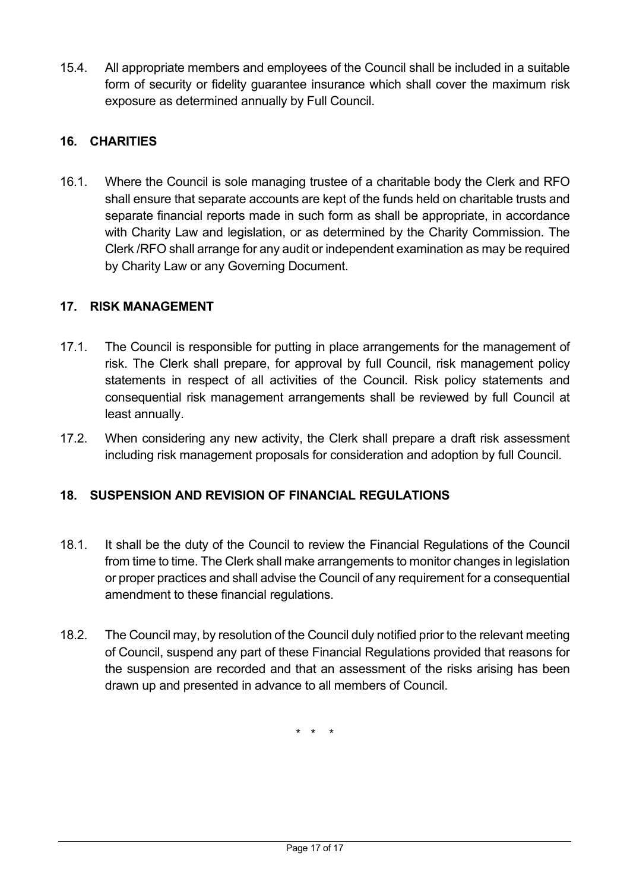15.4. All appropriate members and employees of the Council shall be included in a suitable form of security or fidelity guarantee insurance which shall cover the maximum risk exposure as determined annually by Full Council.

## 16. CHARITIES

16.1. Where the Council is sole managing trustee of a charitable body the Clerk and RFO shall ensure that separate accounts are kept of the funds held on charitable trusts and separate financial reports made in such form as shall be appropriate, in accordance with Charity Law and legislation, or as determined by the Charity Commission. The Clerk /RFO shall arrange for any audit or independent examination as may be required by Charity Law or any Governing Document.

## 17. RISK MANAGEMENT

17.1. The Council is responsible for putting in place arrangements for the management of risk. The Clerk shall prepare, for approval by full Council, risk management policy statements in respect of all activities of the Council. Risk policy statements and consequential risk management arrangements shall be reviewed by full Council at least annually.

17.2. When considering any new activity, the Clerk shall prepare a draft risk assessment including risk management proposals for consideration and adoption by full Council.

## 18. SUSPENSION AND REVISION OF FINANCIAL REGULATIONS

18.1. It shall be the duty of the Council to review the Financial Regulations of the Council from time to time. The Clerk shall make arrangements to monitor changes in legislation or proper practices and shall advise the Council of any requirement for a consequential amendment to these financial regulations.

18.2. The Council may, by resolution of the Council duly notified prior to the relevant meeting of Council, suspend any part of these Financial Regulations provided that reasons for the suspension are recorded and that an assessment of the risks arising has been drawn up and presented in advance to all members of Council.

\* \* \*